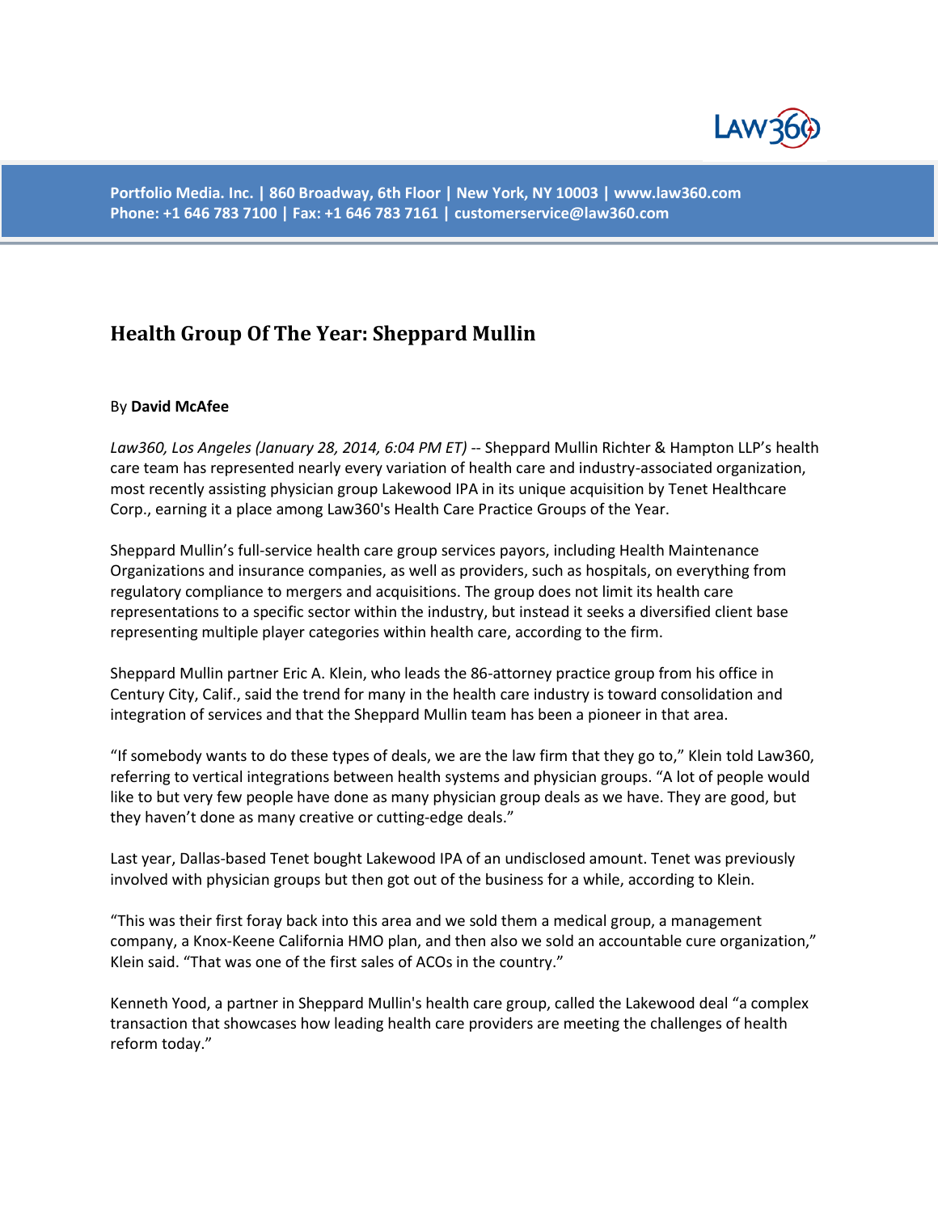Portfolio Media. Inc. | 860 Broadway, 6th Floor | New York, NY 10003 | www.law360.com
Phone: +1 646 783 7100 | Fax: +1 646 783 7161 | customerservice@law360.com

# Health Group Of The Year: Sheppard Mullin

By **David McAfee**

*Law360, Los Angeles (January 28, 2014, 6:04 PM ET)* -- Sheppard Mullin Richter & Hampton LLP's health care team has represented nearly every variation of health care and industry-associated organization, most recently assisting physician group Lakewood IPA in its unique acquisition by Tenet Healthcare Corp., earning it a place among Law360's Health Care Practice Groups of the Year.

Sheppard Mullin's full-service health care group services payors, including Health Maintenance Organizations and insurance companies, as well as providers, such as hospitals, on everything from regulatory compliance to mergers and acquisitions. The group does not limit its health care representations to a specific sector within the industry, but instead it seeks a diversified client base representing multiple player categories within health care, according to the firm.

Sheppard Mullin partner Eric A. Klein, who leads the 86-attorney practice group from his office in Century City, Calif., said the trend for many in the health care industry is toward consolidation and integration of services and that the Sheppard Mullin team has been a pioneer in that area.

"If somebody wants to do these types of deals, we are the law firm that they go to," Klein told Law360, referring to vertical integrations between health systems and physician groups. "A lot of people would like to but very few people have done as many physician group deals as we have. They are good, but they haven't done as many creative or cutting-edge deals."

Last year, Dallas-based Tenet bought Lakewood IPA of an undisclosed amount. Tenet was previously involved with physician groups but then got out of the business for a while, according to Klein.

"This was their first foray back into this area and we sold them a medical group, a management company, a Knox-Keene California HMO plan, and then also we sold an accountable cure organization," Klein said. "That was one of the first sales of ACOs in the country."

Kenneth Yood, a partner in Sheppard Mullin's health care group, called the Lakewood deal "a complex transaction that showcases how leading health care providers are meeting the challenges of health reform today."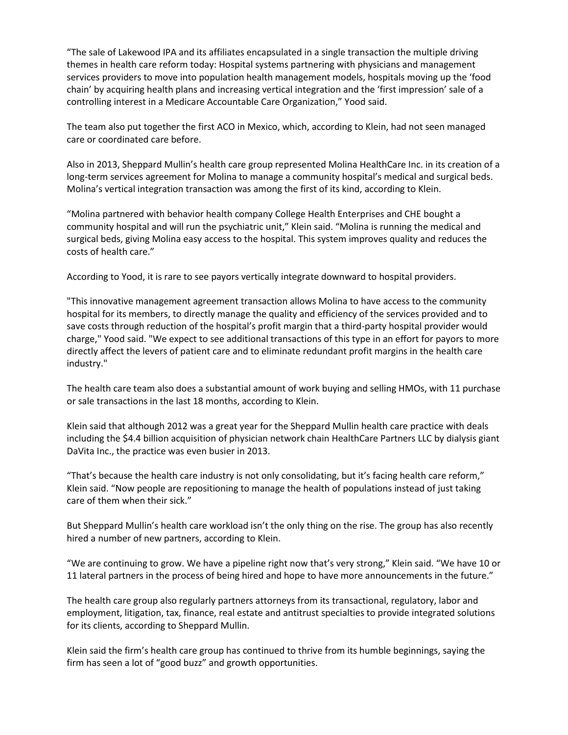“The sale of Lakewood IPA and its affiliates encapsulated in a single transaction the multiple driving themes in health care reform today: Hospital systems partnering with physicians and management services providers to move into population health management models, hospitals moving up the ‘food chain’ by acquiring health plans and increasing vertical integration and the ‘first impression’ sale of a controlling interest in a Medicare Accountable Care Organization,” Yood said.

The team also put together the first ACO in Mexico, which, according to Klein, had not seen managed care or coordinated care before.

Also in 2013, Sheppard Mullin’s health care group represented Molina HealthCare Inc. in its creation of a long-term services agreement for Molina to manage a community hospital’s medical and surgical beds. Molina’s vertical integration transaction was among the first of its kind, according to Klein.

“Molina partnered with behavior health company College Health Enterprises and CHE bought a community hospital and will run the psychiatric unit,” Klein said. “Molina is running the medical and surgical beds, giving Molina easy access to the hospital. This system improves quality and reduces the costs of health care.”

According to Yood, it is rare to see payors vertically integrate downward to hospital providers.

"This innovative management agreement transaction allows Molina to have access to the community hospital for its members, to directly manage the quality and efficiency of the services provided and to save costs through reduction of the hospital’s profit margin that a third-party hospital provider would charge," Yood said. "We expect to see additional transactions of this type in an effort for payors to more directly affect the levers of patient care and to eliminate redundant profit margins in the health care industry."

The health care team also does a substantial amount of work buying and selling HMOs, with 11 purchase or sale transactions in the last 18 months, according to Klein.

Klein said that although 2012 was a great year for the Sheppard Mullin health care practice with deals including the $4.4 billion acquisition of physician network chain HealthCare Partners LLC by dialysis giant DaVita Inc., the practice was even busier in 2013.

“That’s because the health care industry is not only consolidating, but it’s facing health care reform,” Klein said. “Now people are repositioning to manage the health of populations instead of just taking care of them when their sick.”

But Sheppard Mullin’s health care workload isn’t the only thing on the rise. The group has also recently hired a number of new partners, according to Klein.

“We are continuing to grow. We have a pipeline right now that’s very strong,” Klein said. “We have 10 or 11 lateral partners in the process of being hired and hope to have more announcements in the future.”

The health care group also regularly partners attorneys from its transactional, regulatory, labor and employment, litigation, tax, finance, real estate and antitrust specialties to provide integrated solutions for its clients, according to Sheppard Mullin.

Klein said the firm’s health care group has continued to thrive from its humble beginnings, saying the firm has seen a lot of “good buzz” and growth opportunities.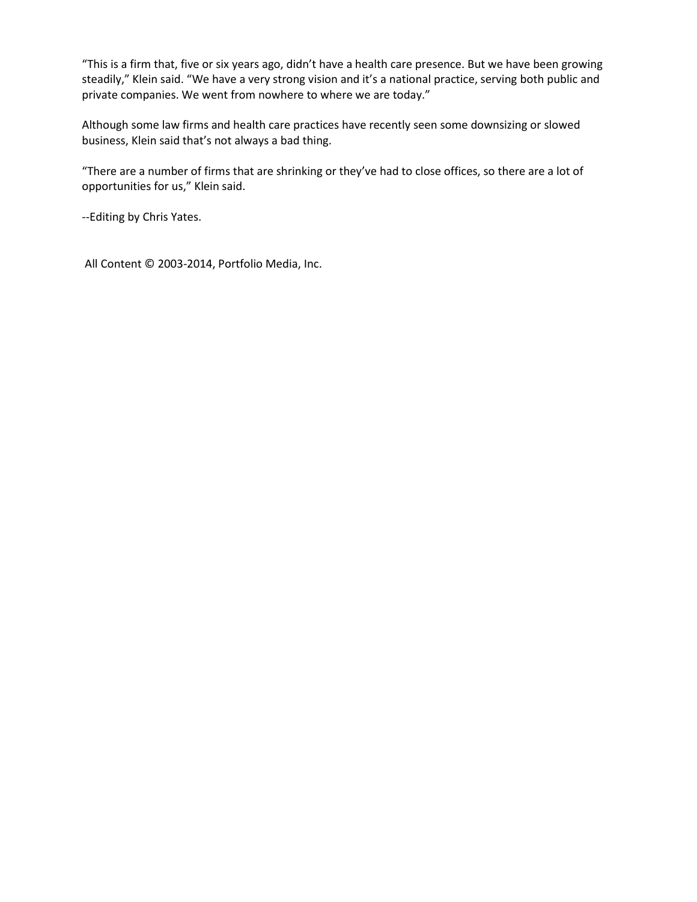“This is a firm that, five or six years ago, didn’t have a health care presence. But we have been growing steadily,” Klein said. “We have a very strong vision and it’s a national practice, serving both public and private companies. We went from nowhere to where we are today.”

Although some law firms and health care practices have recently seen some downsizing or slowed business, Klein said that’s not always a bad thing.

“There are a number of firms that are shrinking or they’ve had to close offices, so there are a lot of opportunities for us,” Klein said.

--Editing by Chris Yates.

All Content © 2003-2014, Portfolio Media, Inc.